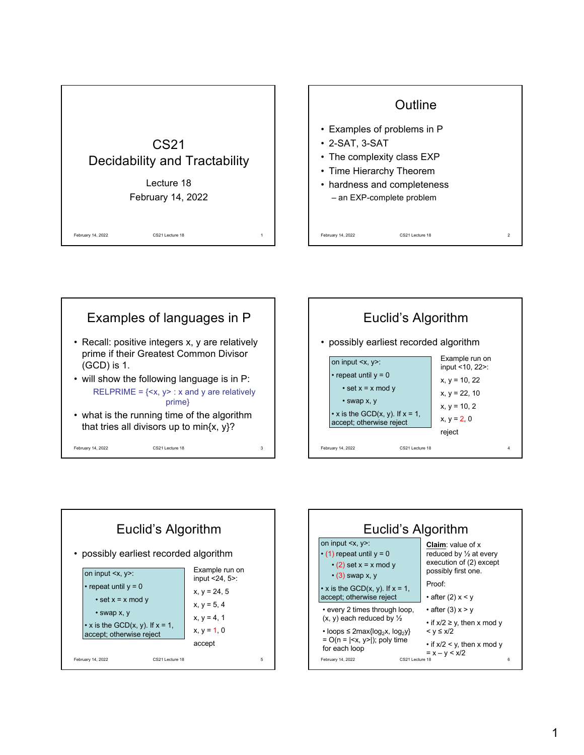# CS21 Decidability and Tractability

Lecture 18

February 14, 2022

## Outline

- Examples of problems in P
- 2-SAT, 3-SAT
- The complexity class EXP
- Time Hierarchy Theorem
- hardness and completeness
  - an EXP-complete problem

## Examples of languages in P

- Recall: positive integers x, y are relatively prime if their Greatest Common Divisor (GCD) is 1.
- will show the following language is in P:

  RELPRIME = {<x, y> : x and y are relatively prime}

- what is the running time of the algorithm that tries all divisors up to min{x, y}?

## Euclid's Algorithm

- possibly earliest recorded algorithm

```
on input <x, y>:
• repeat until y = 0
    • set x = x mod y
    • swap x, y
• x is the GCD(x, y). If x = 1,
  accept; otherwise reject
```

Example run on input <10, 22>:

x, y = 10, 22

x, y = 22, 10

x, y = 10, 2

x, y = 2, 0

reject

## Euclid's Algorithm

- possibly earliest recorded algorithm

```
on input <x, y>:
• repeat until y = 0
    • set x = x mod y
    • swap x, y
• x is the GCD(x, y). If x = 1,
  accept; otherwise reject
```

Example run on input <24, 5>:

x, y = 24, 5

x, y = 5, 4

x, y = 4, 1

x, y = 1, 0

accept

## Euclid's Algorithm

```
on input <x, y>:
• (1) repeat until y = 0
    • (2) set x = x mod y
    • (3) swap x, y
• x is the GCD(x, y). If x = 1,
  accept; otherwise reject
```

- every 2 times through loop, (x, y) each reduced by ½
- loops ≤ $2\max\{\log_2 x, \log_2 y\}$ = O(n = |<x, y>|); poly time for each loop

**Claim**: value of x reduced by ½ at every execution of (2) except possibly first one.

Proof:

- after (2) x < y
- after (3) x > y
- if x/2 ≥ y, then x mod y < y ≤ x/2
- if x/2 < y, then x mod y = x – y < x/2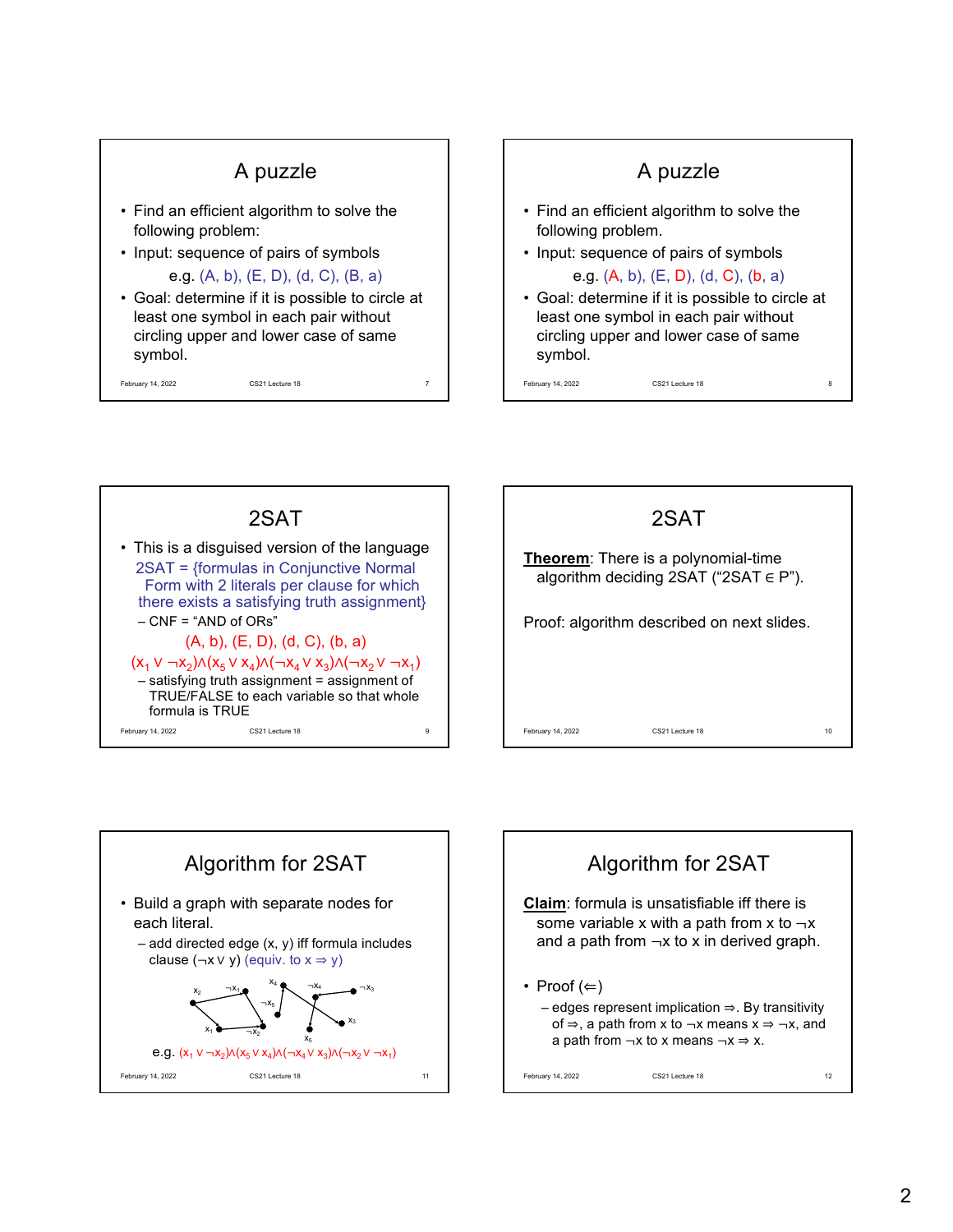## A puzzle

- Find an efficient algorithm to solve the following problem:
- Input: sequence of pairs of symbols

  e.g. (A, b), (E, D), (d, C), (B, a)
- Goal: determine if it is possible to circle at least one symbol in each pair without circling upper and lower case of same symbol.

## A puzzle

- Find an efficient algorithm to solve the following problem.
- Input: sequence of pairs of symbols

  e.g. (A, b), (E, D), (d, C), (b, a)
- Goal: determine if it is possible to circle at least one symbol in each pair without circling upper and lower case of same symbol.

## 2SAT

- This is a disguised version of the language

  2SAT = {formulas in Conjunctive Normal Form with 2 literals per clause for which there exists a satisfying truth assignment}
  - CNF = "AND of ORs"

  (A, b), (E, D), (d, C), (b, a)

  $(x_1 \vee \neg x_2) \wedge (x_5 \vee x_4) \wedge (\neg x_4 \vee x_3) \wedge (\neg x_2 \vee \neg x_1)$
  - satisfying truth assignment = assignment of TRUE/FALSE to each variable so that whole formula is TRUE

## 2SAT

**Theorem**: There is a polynomial-time algorithm deciding 2SAT ("2SAT $\in$ P").

Proof: algorithm described on next slides.

## Algorithm for 2SAT

- Build a graph with separate nodes for each literal.
  - add directed edge $(x, y)$ iff formula includes clause $(\neg x \vee y)$ (equiv. to $x \Rightarrow y$)

e.g. $(x_1 \vee \neg x_2) \wedge (x_5 \vee x_4) \wedge (\neg x_4 \vee x_3) \wedge (\neg x_2 \vee \neg x_1)$

## Algorithm for 2SAT

**Claim**: formula is unsatisfiable iff there is some variable $x$ with a path from $x$ to $\neg x$ and a path from $\neg x$ to $x$ in derived graph.

- Proof ($\Leftarrow$)
  - edges represent implication $\Rightarrow$. By transitivity of $\Rightarrow$, a path from $x$ to $\neg x$ means $x \Rightarrow \neg x$, and a path from $\neg x$ to $x$ means $\neg x \Rightarrow x$.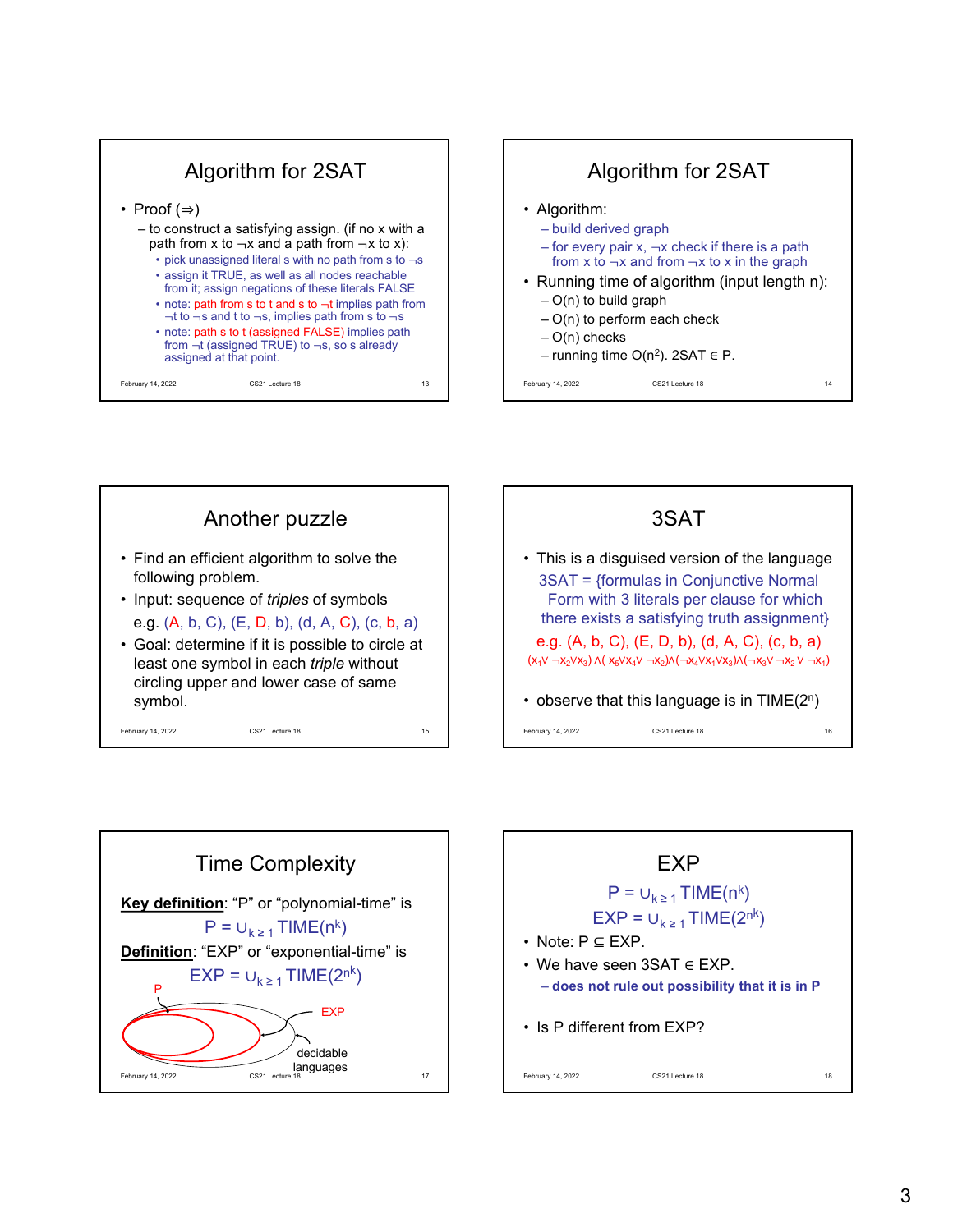## Algorithm for 2SAT

- Proof (⇒)
  - to construct a satisfying assign. (if no x with a path from x to ¬x and a path from ¬x to x):
    - pick unassigned literal s with no path from s to ¬s
    - assign it TRUE, as well as all nodes reachable from it; assign negations of these literals FALSE
    - note: path from s to t and s to ¬t implies path from ¬t to ¬s and t to ¬s, implies path from s to ¬s
    - note: path s to t (assigned FALSE) implies path from ¬t (assigned TRUE) to ¬s, so s already assigned at that point.

## Algorithm for 2SAT

- Algorithm:
  - build derived graph
  - for every pair x, ¬x check if there is a path from x to ¬x and from ¬x to x in the graph
- Running time of algorithm (input length n):
  - O(n) to build graph
  - O(n) to perform each check
  - O(n) checks
  - running time $O(n^2)$. 2SAT ∈ P.

## Another puzzle

- Find an efficient algorithm to solve the following problem.
- Input: sequence of *triples* of symbols

  e.g. (A, b, C), (E, D, b), (d, A, C), (c, b, a)
- Goal: determine if it is possible to circle at least one symbol in each *triple* without circling upper and lower case of same symbol.

## 3SAT

- This is a disguised version of the language

  3SAT = {formulas in Conjunctive Normal Form with 3 literals per clause for which there exists a satisfying truth assignment}

  e.g. (A, b, C), (E, D, b), (d, A, C), (c, b, a)

  $(x_1 \vee \neg x_2 \vee x_3) \wedge (x_5 \vee x_4 \vee \neg x_2) \wedge (\neg x_4 \vee x_1 \vee x_3) \wedge (\neg x_3 \vee \neg x_2 \vee \neg x_1)$
- observe that this language is in $\text{TIME}(2^n)$

## Time Complexity

**Key definition**: "P" or "polynomial-time" is

$$P = \cup_{k \geq 1} \text{TIME}(n^k)$$

**Definition**: "EXP" or "exponential-time" is

$$EXP = \cup_{k \geq 1} \text{TIME}(2^{n^k})$$

P

EXP

decidable languages

## EXP

$$P = \cup_{k \geq 1} \text{TIME}(n^k)$$

$$EXP = \cup_{k \geq 1} \text{TIME}(2^{n^k})$$

- Note: P ⊆ EXP.
- We have seen 3SAT ∈ EXP.
  - **does not rule out possibility that it is in P**
- Is P different from EXP?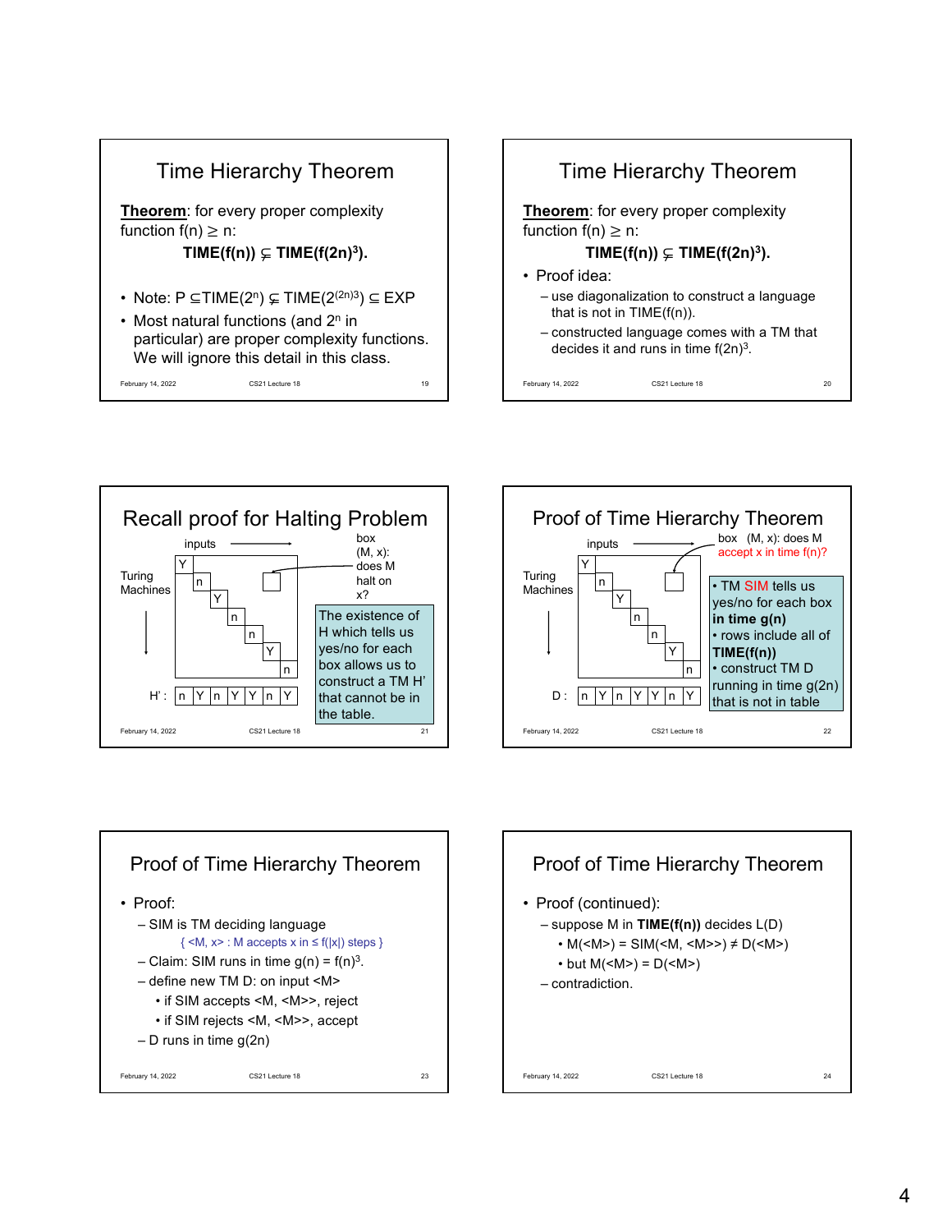## Time Hierarchy Theorem

**Theorem**: for every proper complexity function $f(n) \geq n$:

$$\mathbf{TIME(f(n)) \subsetneq TIME(f(2n)^3).}$$

- Note: $P \subseteq TIME(2^n) \subsetneq TIME(2^{(2n)3}) \subseteq EXP$
- Most natural functions (and $2^n$ in particular) are proper complexity functions. We will ignore this detail in this class.

## Time Hierarchy Theorem

**Theorem**: for every proper complexity function $f(n) \geq n$:

$$\mathbf{TIME(f(n)) \subsetneq TIME(f(2n)^3).}$$

- Proof idea:
  - use diagonalization to construct a language that is not in TIME(f(n)).
  - constructed language comes with a TM that decides it and runs in time $f(2n)^3$.

## Recall proof for Halting Problem

inputs →

box (M, x): does M halt on x?

Turing Machines

| | | | | | | |
|---|---|---|---|---|---|---|
| Y | | | | | | |
| | n | | | | | |
| | | Y | | | | |
| | | | n | | | |
| | | | | n | | |
| | | | | | Y | |
| | | | | | | n |

H' : | n | Y | n | Y | Y | n | Y |

The existence of H which tells us yes/no for each box allows us to construct a TM H' that cannot be in the table.

## Proof of Time Hierarchy Theorem

inputs →

box (M, x): does M accept x in time f(n)?

Turing Machines

| | | | | | | |
|---|---|---|---|---|---|---|
| Y | | | | | | |
| | n | | | | | |
| | | Y | | | | |
| | | | n | | | |
| | | | | n | | |
| | | | | | Y | |
| | | | | | | n |

D : | n | Y | n | Y | Y | n | Y |

- TM SIM tells us yes/no for each box **in time g(n)**
- rows include all of **TIME(f(n))**
- construct TM D running in time g(2n) that is not in table

## Proof of Time Hierarchy Theorem

- Proof:
  - SIM is TM deciding language
    { <M, x> : M accepts x in ≤ f(|x|) steps }
  - Claim: SIM runs in time $g(n) = f(n)^3$.
  - define new TM D: on input <M>
    - if SIM accepts <M, <M>>, reject
    - if SIM rejects <M, <M>>, accept
  - D runs in time g(2n)

## Proof of Time Hierarchy Theorem

- Proof (continued):
  - suppose M in **TIME(f(n))** decides L(D)
    - M(<M>) = SIM(<M, <M>>) ≠ D(<M>)
    - but M(<M>) = D(<M>)
  - contradiction.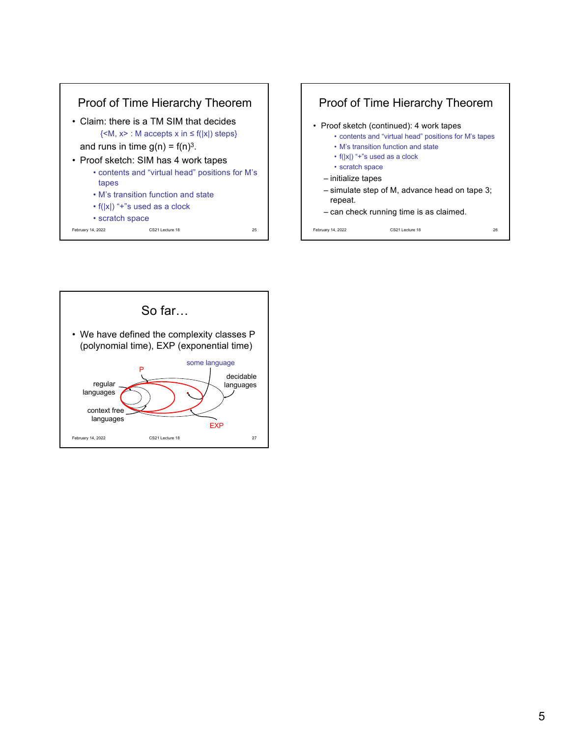## Proof of Time Hierarchy Theorem

- Claim: there is a TM SIM that decides
  {<M, x> : M accepts x in $\leq f(|x|)$ steps}
  and runs in time $g(n) = f(n)^3$.
- Proof sketch: SIM has 4 work tapes
  - contents and "virtual head" positions for M's tapes
  - M's transition function and state
  - $f(|x|)$ "+"s used as a clock
  - scratch space

## Proof of Time Hierarchy Theorem

- Proof sketch (continued): 4 work tapes
  - contents and "virtual head" positions for M's tapes
  - M's transition function and state
  - $f(|x|)$ "+"s used as a clock
  - scratch space
  - initialize tapes
  - simulate step of M, advance head on tape 3; repeat.
  - can check running time is as claimed.

## So far…

- We have defined the complexity classes P (polynomial time), EXP (exponential time)

some language

P

decidable languages

regular languages

context free languages

EXP